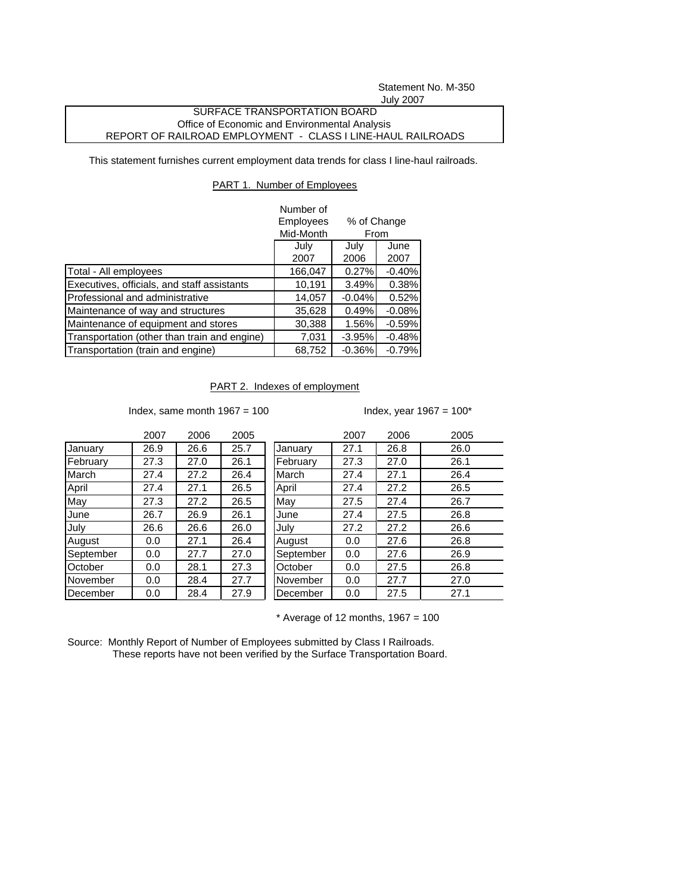Statement No. M-350
July 2007

SURFACE TRANSPORTATION BOARD
Office of Economic and Environmental Analysis
REPORT OF RAILROAD EMPLOYMENT - CLASS I LINE-HAUL RAILROADS

This statement furnishes current employment data trends for class I line-haul railroads.

## PART 1. Number of Employees

| | Number of Employees Mid-Month | % of Change From | |
|---|---|---|---|
| | July 2007 | July 2006 | June 2007 |
| Total - All employees | 166,047 | 0.27% | -0.40% |
| Executives, officials, and staff assistants | 10,191 | 3.49% | 0.38% |
| Professional and administrative | 14,057 | -0.04% | 0.52% |
| Maintenance of way and structures | 35,628 | 0.49% | -0.08% |
| Maintenance of equipment and stores | 30,388 | 1.56% | -0.59% |
| Transportation (other than train and engine) | 7,031 | -3.95% | -0.48% |
| Transportation (train and engine) | 68,752 | -0.36% | -0.79% |

## PART 2. Indexes of employment

Index, same month 1967 = 100

| | 2007 | 2006 | 2005 |
|---|---|---|---|
| January | 26.9 | 26.6 | 25.7 |
| February | 27.3 | 27.0 | 26.1 |
| March | 27.4 | 27.2 | 26.4 |
| April | 27.4 | 27.1 | 26.5 |
| May | 27.3 | 27.2 | 26.5 |
| June | 26.7 | 26.9 | 26.1 |
| July | 26.6 | 26.6 | 26.0 |
| August | 0.0 | 27.1 | 26.4 |
| September | 0.0 | 27.7 | 27.0 |
| October | 0.0 | 28.1 | 27.3 |
| November | 0.0 | 28.4 | 27.7 |
| December | 0.0 | 28.4 | 27.9 |

Index, year 1967 = 100*

| | 2007 | 2006 | 2005 |
|---|---|---|---|
| January | 27.1 | 26.8 | 26.0 |
| February | 27.3 | 27.0 | 26.1 |
| March | 27.4 | 27.1 | 26.4 |
| April | 27.4 | 27.2 | 26.5 |
| May | 27.5 | 27.4 | 26.7 |
| June | 27.4 | 27.5 | 26.8 |
| July | 27.2 | 27.2 | 26.6 |
| August | 0.0 | 27.6 | 26.8 |
| September | 0.0 | 27.6 | 26.9 |
| October | 0.0 | 27.5 | 26.8 |
| November | 0.0 | 27.7 | 27.0 |
| December | 0.0 | 27.5 | 27.1 |

* Average of 12 months, 1967 = 100

Source: Monthly Report of Number of Employees submitted by Class I Railroads.
These reports have not been verified by the Surface Transportation Board.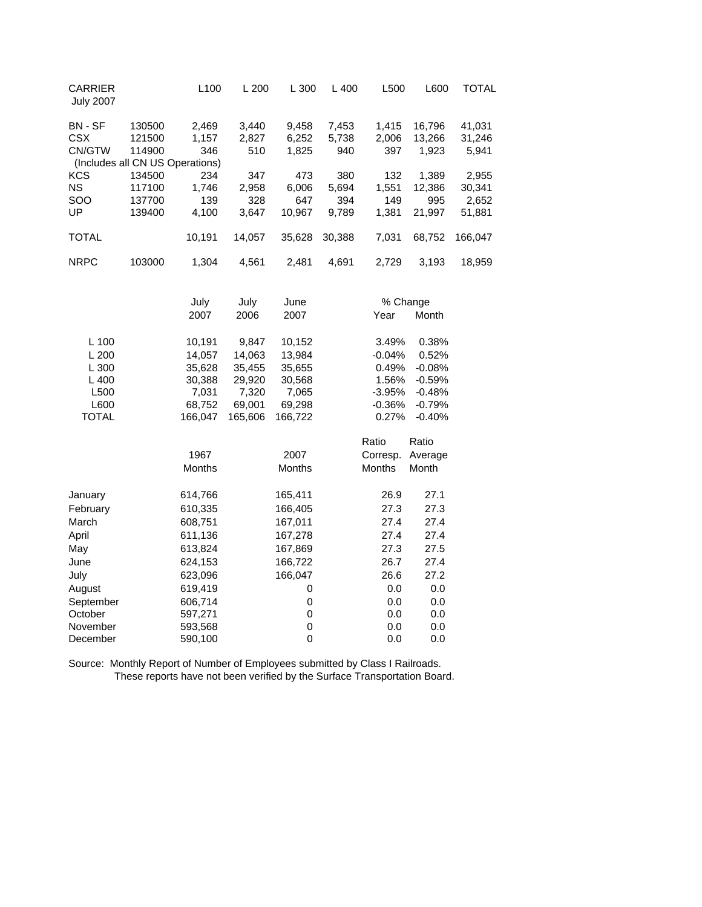| CARRIER July 2007 | | L100 | L 200 | L 300 | L 400 | L500 | L600 | TOTAL |
|---|---|---|---|---|---|---|---|---|
| BN - SF | 130500 | 2,469 | 3,440 | 9,458 | 7,453 | 1,415 | 16,796 | 41,031 |
| CSX | 121500 | 1,157 | 2,827 | 6,252 | 5,738 | 2,006 | 13,266 | 31,246 |
| CN/GTW | 114900 | 346 | 510 | 1,825 | 940 | 397 | 1,923 | 5,941 |
| (Includes all CN US Operations) | | | | | | | | |
| KCS | 134500 | 234 | 347 | 473 | 380 | 132 | 1,389 | 2,955 |
| NS | 117100 | 1,746 | 2,958 | 6,006 | 5,694 | 1,551 | 12,386 | 30,341 |
| SOO | 137700 | 139 | 328 | 647 | 394 | 149 | 995 | 2,652 |
| UP | 139400 | 4,100 | 3,647 | 10,967 | 9,789 | 1,381 | 21,997 | 51,881 |
| TOTAL | | 10,191 | 14,057 | 35,628 | 30,388 | 7,031 | 68,752 | 166,047 |
| NRPC | 103000 | 1,304 | 4,561 | 2,481 | 4,691 | 2,729 | 3,193 | 18,959 |

| | July 2007 | July 2006 | June 2007 | % Change Year | % Change Month |
|---|---|---|---|---|---|
| L 100 | 10,191 | 9,847 | 10,152 | 3.49% | 0.38% |
| L 200 | 14,057 | 14,063 | 13,984 | -0.04% | 0.52% |
| L 300 | 35,628 | 35,455 | 35,655 | 0.49% | -0.08% |
| L 400 | 30,388 | 29,920 | 30,568 | 1.56% | -0.59% |
| L500 | 7,031 | 7,320 | 7,065 | -3.95% | -0.48% |
| L600 | 68,752 | 69,001 | 69,298 | -0.36% | -0.79% |
| TOTAL | 166,047 | 165,606 | 166,722 | 0.27% | -0.40% |

| | 1967 Months | 2007 Months | Ratio Corresp. Months | Ratio Average Month |
|---|---|---|---|---|
| January | 614,766 | 165,411 | 26.9 | 27.1 |
| February | 610,335 | 166,405 | 27.3 | 27.3 |
| March | 608,751 | 167,011 | 27.4 | 27.4 |
| April | 611,136 | 167,278 | 27.4 | 27.4 |
| May | 613,824 | 167,869 | 27.3 | 27.5 |
| June | 624,153 | 166,722 | 26.7 | 27.4 |
| July | 623,096 | 166,047 | 26.6 | 27.2 |
| August | 619,419 | 0 | 0.0 | 0.0 |
| September | 606,714 | 0 | 0.0 | 0.0 |
| October | 597,271 | 0 | 0.0 | 0.0 |
| November | 593,568 | 0 | 0.0 | 0.0 |
| December | 590,100 | 0 | 0.0 | 0.0 |

Source: Monthly Report of Number of Employees submitted by Class I Railroads.
These reports have not been verified by the Surface Transportation Board.